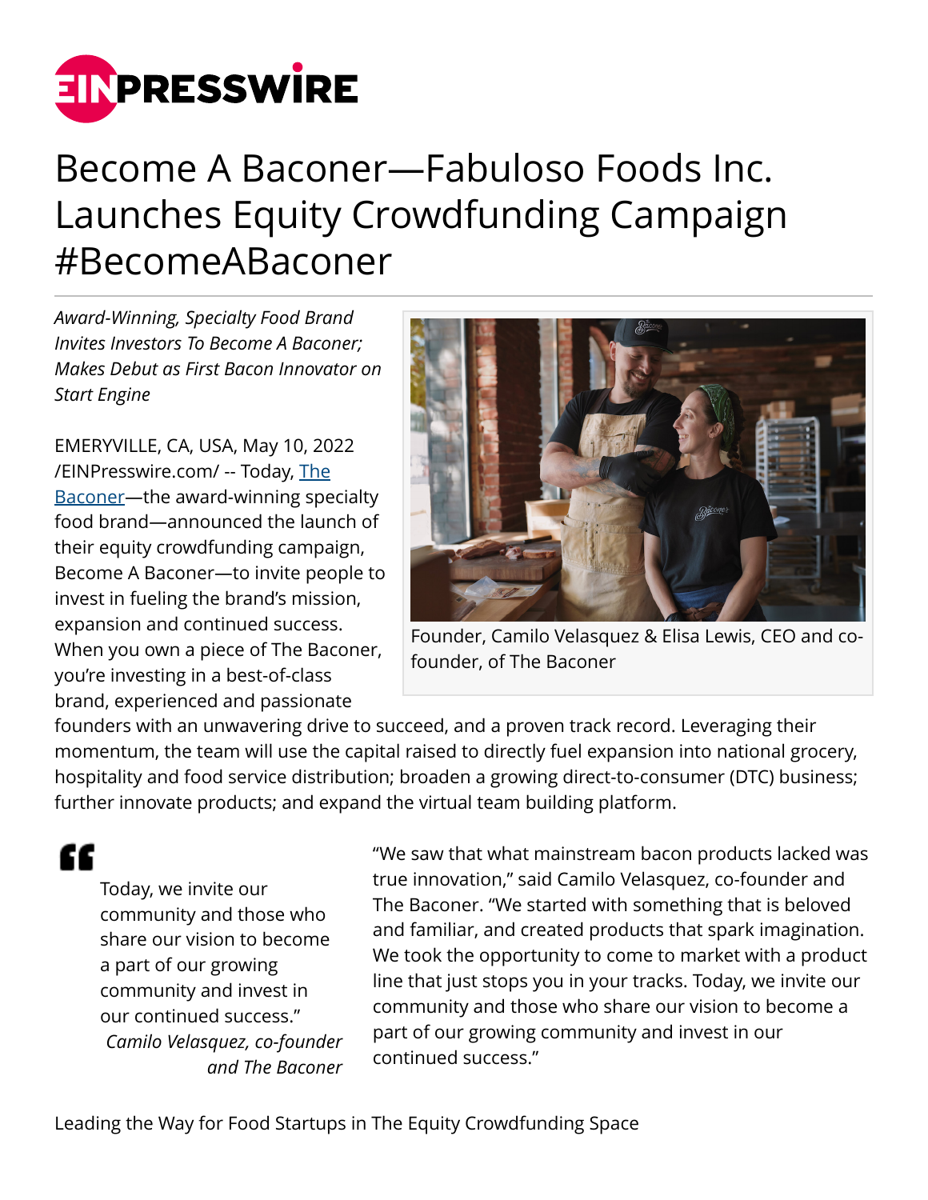# Become A Baconer—Fabuloso Foods Inc. Launches Equity Crowdfunding Campaign #BecomeABaconer

*Award-Winning, Specialty Food Brand Invites Investors To Become A Baconer; Makes Debut as First Bacon Innovator on Start Engine*

Founder, Camilo Velasquez & Elisa Lewis, CEO and co-founder, of The Baconer

EMERYVILLE, CA, USA, May 10, 2022 /EINPresswire.com/ -- Today, [The Baconer](The Baconer)—the award-winning specialty food brand—announced the launch of their equity crowdfunding campaign, Become A Baconer—to invite people to invest in fueling the brand's mission, expansion and continued success. When you own a piece of The Baconer, you're investing in a best-of-class brand, experienced and passionate founders with an unwavering drive to succeed, and a proven track record. Leveraging their momentum, the team will use the capital raised to directly fuel expansion into national grocery, hospitality and food service distribution; broaden a growing direct-to-consumer (DTC) business; further innovate products; and expand the virtual team building platform.

> Today, we invite our community and those who share our vision to become a part of our growing community and invest in our continued success."
>
> *Camilo Velasquez, co-founder and The Baconer*

"We saw that what mainstream bacon products lacked was true innovation," said Camilo Velasquez, co-founder and The Baconer. "We started with something that is beloved and familiar, and created products that spark imagination. We took the opportunity to come to market with a product line that just stops you in your tracks. Today, we invite our community and those who share our vision to become a part of our growing community and invest in our continued success."

Leading the Way for Food Startups in The Equity Crowdfunding Space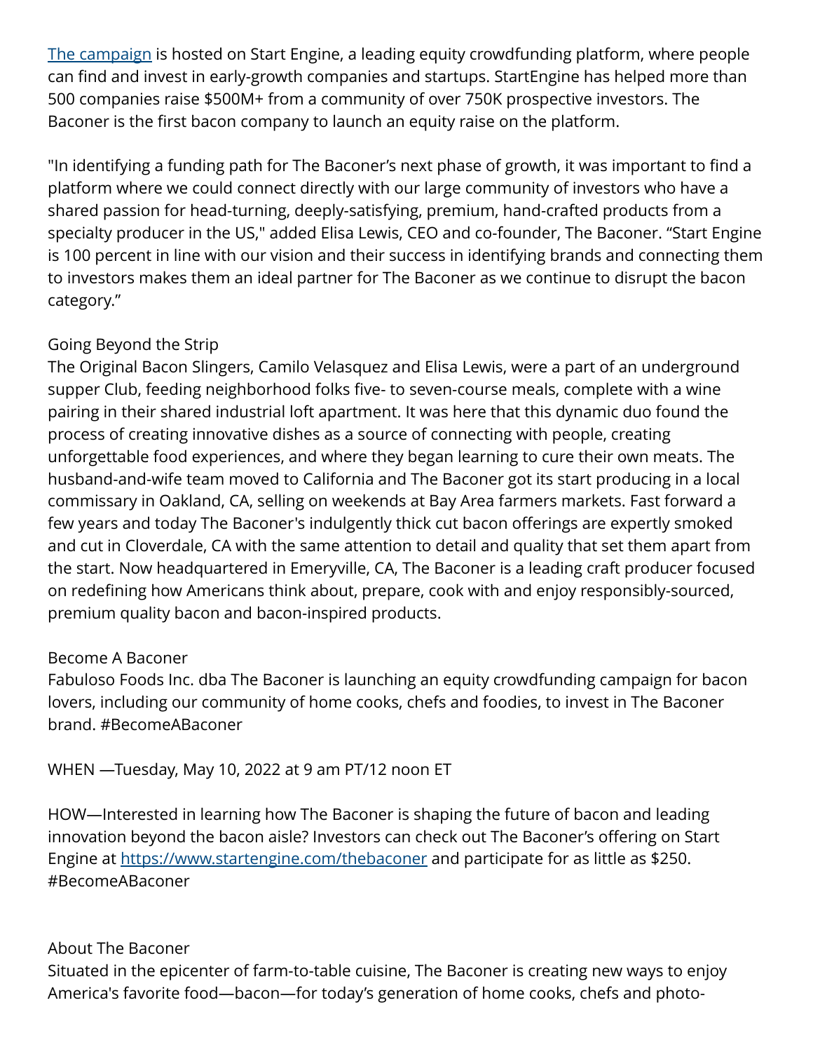[The campaign](#) is hosted on Start Engine, a leading equity crowdfunding platform, where people can find and invest in early-growth companies and startups. StartEngine has helped more than 500 companies raise $500M+ from a community of over 750K prospective investors. The Baconer is the first bacon company to launch an equity raise on the platform.

"In identifying a funding path for The Baconer's next phase of growth, it was important to find a platform where we could connect directly with our large community of investors who have a shared passion for head-turning, deeply-satisfying, premium, hand-crafted products from a specialty producer in the US," added Elisa Lewis, CEO and co-founder, The Baconer. "Start Engine is 100 percent in line with our vision and their success in identifying brands and connecting them to investors makes them an ideal partner for The Baconer as we continue to disrupt the bacon category."

Going Beyond the Strip

The Original Bacon Slingers, Camilo Velasquez and Elisa Lewis, were a part of an underground supper Club, feeding neighborhood folks five- to seven-course meals, complete with a wine pairing in their shared industrial loft apartment. It was here that this dynamic duo found the process of creating innovative dishes as a source of connecting with people, creating unforgettable food experiences, and where they began learning to cure their own meats. The husband-and-wife team moved to California and The Baconer got its start producing in a local commissary in Oakland, CA, selling on weekends at Bay Area farmers markets. Fast forward a few years and today The Baconer's indulgently thick cut bacon offerings are expertly smoked and cut in Cloverdale, CA with the same attention to detail and quality that set them apart from the start. Now headquartered in Emeryville, CA, The Baconer is a leading craft producer focused on redefining how Americans think about, prepare, cook with and enjoy responsibly-sourced, premium quality bacon and bacon-inspired products.

Become A Baconer

Fabuloso Foods Inc. dba The Baconer is launching an equity crowdfunding campaign for bacon lovers, including our community of home cooks, chefs and foodies, to invest in The Baconer brand. #BecomeABaconer

WHEN —Tuesday, May 10, 2022 at 9 am PT/12 noon ET

HOW—Interested in learning how The Baconer is shaping the future of bacon and leading innovation beyond the bacon aisle? Investors can check out The Baconer's offering on Start Engine at [https://www.startengine.com/thebaconer](https://www.startengine.com/thebaconer) and participate for as little as $250. #BecomeABaconer

About The Baconer

Situated in the epicenter of farm-to-table cuisine, The Baconer is creating new ways to enjoy America's favorite food—bacon—for today's generation of home cooks, chefs and photo-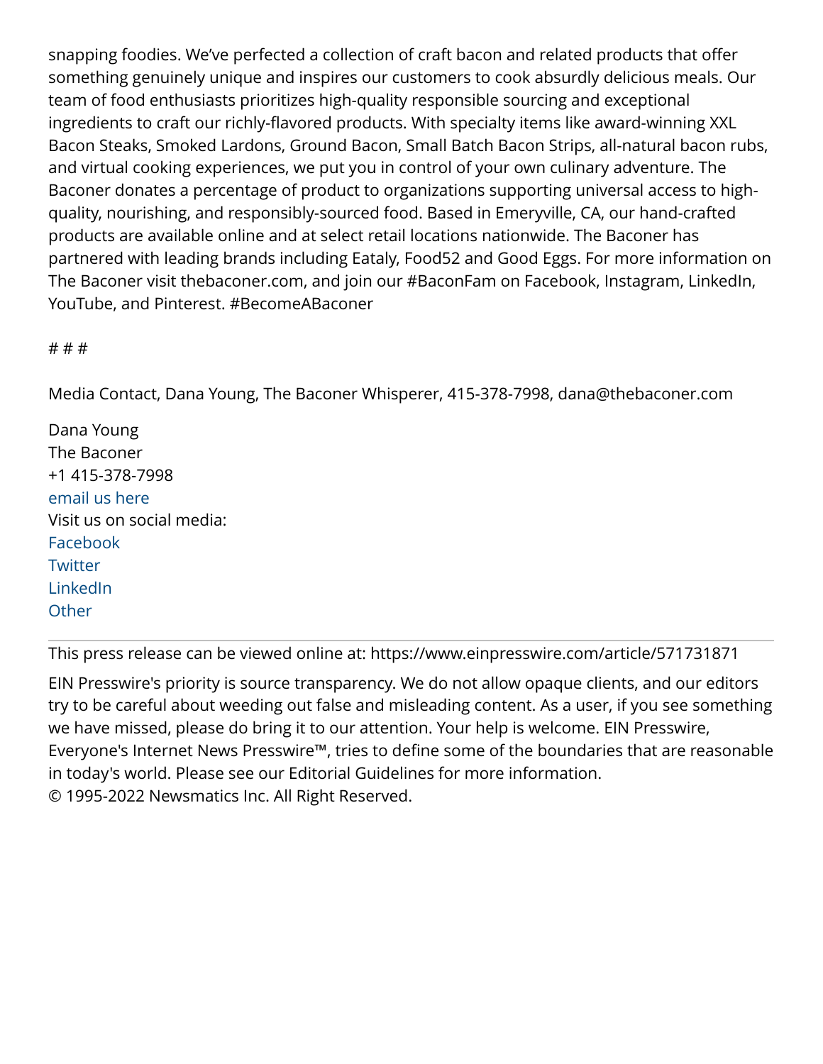snapping foodies. We've perfected a collection of craft bacon and related products that offer something genuinely unique and inspires our customers to cook absurdly delicious meals. Our team of food enthusiasts prioritizes high-quality responsible sourcing and exceptional ingredients to craft our richly-flavored products. With specialty items like award-winning XXL Bacon Steaks, Smoked Lardons, Ground Bacon, Small Batch Bacon Strips, all-natural bacon rubs, and virtual cooking experiences, we put you in control of your own culinary adventure. The Baconer donates a percentage of product to organizations supporting universal access to high-quality, nourishing, and responsibly-sourced food. Based in Emeryville, CA, our hand-crafted products are available online and at select retail locations nationwide. The Baconer has partnered with leading brands including Eataly, Food52 and Good Eggs. For more information on The Baconer visit thebaconer.com, and join our #BaconFam on Facebook, Instagram, LinkedIn, YouTube, and Pinterest. #BecomeABaconer

# # #

Media Contact, Dana Young, The Baconer Whisperer, 415-378-7998, dana@thebaconer.com

Dana Young
The Baconer
+1 415-378-7998
email us here
Visit us on social media:
Facebook
Twitter
LinkedIn
Other

---

This press release can be viewed online at: https://www.einpresswire.com/article/571731871

EIN Presswire's priority is source transparency. We do not allow opaque clients, and our editors try to be careful about weeding out false and misleading content. As a user, if you see something we have missed, please do bring it to our attention. Your help is welcome. EIN Presswire, Everyone's Internet News Presswire™, tries to define some of the boundaries that are reasonable in today's world. Please see our Editorial Guidelines for more information.
© 1995-2022 Newsmatics Inc. All Right Reserved.